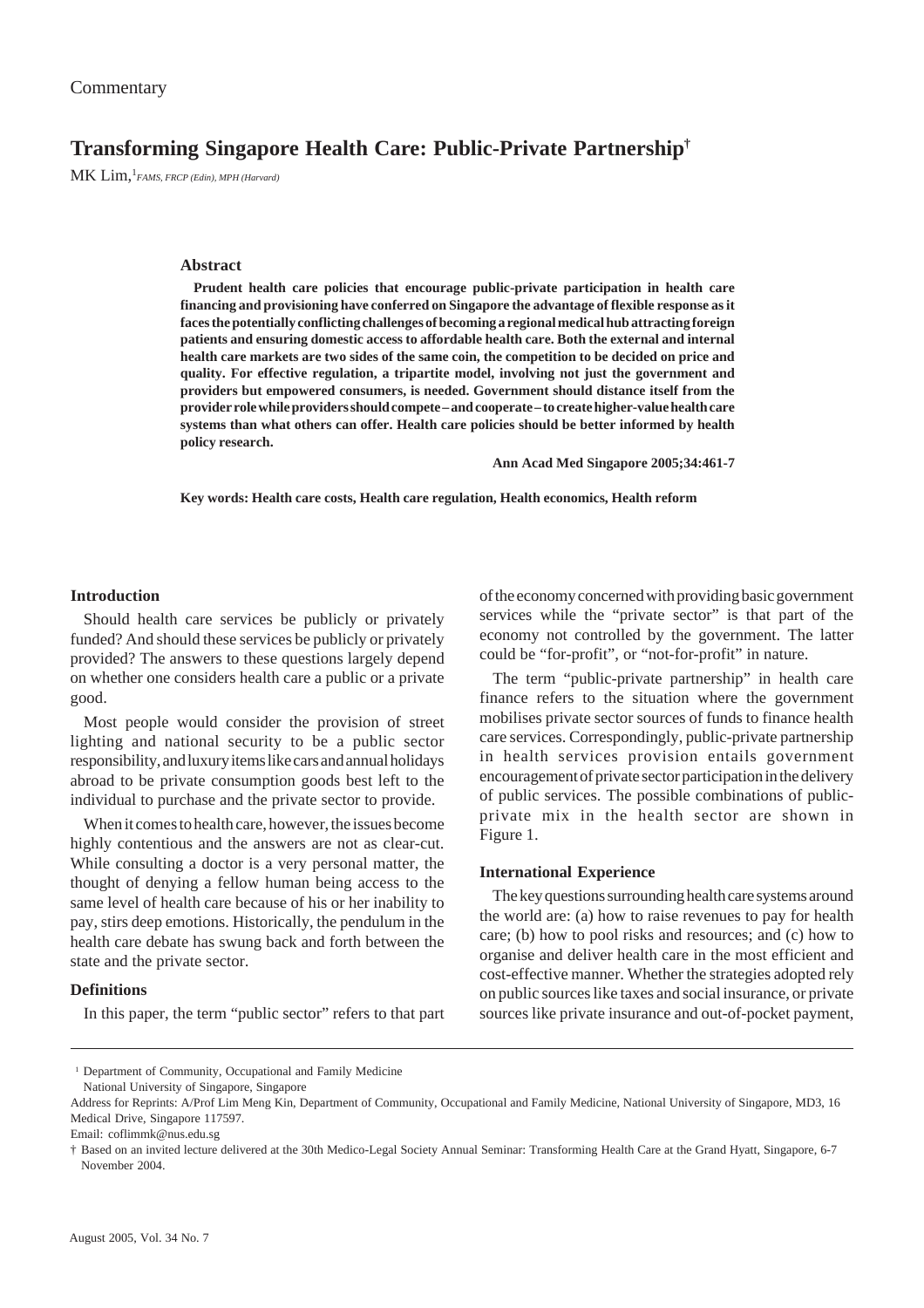Commentary

# Transforming Singapore Health Care: Public-Private Partnership[†]

MK Lim,[1] *FAMS, FRCP (Edin), MPH (Harvard)*

### Abstract

**Prudent health care policies that encourage public-private participation in health care financing and provisioning have conferred on Singapore the advantage of flexible response as it faces the potentially conflicting challenges of becoming a regional medical hub attracting foreign patients and ensuring domestic access to affordable health care. Both the external and internal health care markets are two sides of the same coin, the competition to be decided on price and quality. For effective regulation, a tripartite model, involving not just the government and providers but empowered consumers, is needed. Government should distance itself from the provider role while providers should compete – and cooperate – to create higher-value health care systems than what others can offer. Health care policies should be better informed by health policy research.**

**Ann Acad Med Singapore 2005;34:461-7**

**Key words: Health care costs, Health care regulation, Health economics, Health reform**

## Introduction

Should health care services be publicly or privately funded? And should these services be publicly or privately provided? The answers to these questions largely depend on whether one considers health care a public or a private good.

Most people would consider the provision of street lighting and national security to be a public sector responsibility, and luxury items like cars and annual holidays abroad to be private consumption goods best left to the individual to purchase and the private sector to provide.

When it comes to health care, however, the issues become highly contentious and the answers are not as clear-cut. While consulting a doctor is a very personal matter, the thought of denying a fellow human being access to the same level of health care because of his or her inability to pay, stirs deep emotions. Historically, the pendulum in the health care debate has swung back and forth between the state and the private sector.

## Definitions

In this paper, the term "public sector" refers to that part of the economy concerned with providing basic government services while the "private sector" is that part of the economy not controlled by the government. The latter could be "for-profit", or "not-for-profit" in nature.

The term "public-private partnership" in health care finance refers to the situation where the government mobilises private sector sources of funds to finance health care services. Correspondingly, public-private partnership in health services provision entails government encouragement of private sector participation in the delivery of public services. The possible combinations of public-private mix in the health sector are shown in Figure 1.

## International Experience

The key questions surrounding health care systems around the world are: (a) how to raise revenues to pay for health care; (b) how to pool risks and resources; and (c) how to organise and deliver health care in the most efficient and cost-effective manner. Whether the strategies adopted rely on public sources like taxes and social insurance, or private sources like private insurance and out-of-pocket payment,

---

[1] Department of Community, Occupational and Family Medicine
National University of Singapore, Singapore

Address for Reprints: A/Prof Lim Meng Kin, Department of Community, Occupational and Family Medicine, National University of Singapore, MD3, 16 Medical Drive, Singapore 117597.

Email: coflimmk@nus.edu.sg

† Based on an invited lecture delivered at the 30th Medico-Legal Society Annual Seminar: Transforming Health Care at the Grand Hyatt, Singapore, 6-7 November 2004.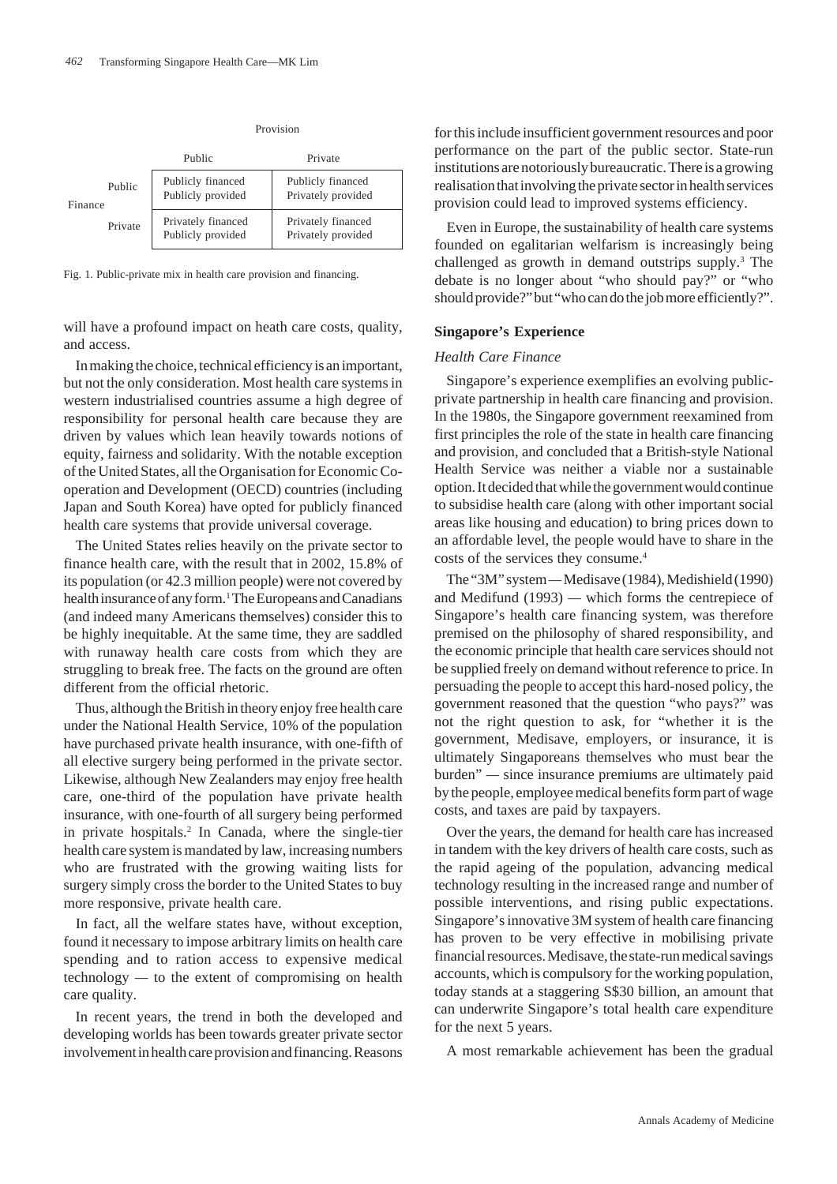| | | Provision | |
|---|---|---|---|
| | | Public | Private |
| Finance | Public | Publicly financed Publicly provided | Publicly financed Privately provided |
| | Private | Privately financed Publicly provided | Privately financed Privately provided |

Fig. 1. Public-private mix in health care provision and financing.

will have a profound impact on heath care costs, quality, and access.

In making the choice, technical efficiency is an important, but not the only consideration. Most health care systems in western industrialised countries assume a high degree of responsibility for personal health care because they are driven by values which lean heavily towards notions of equity, fairness and solidarity. With the notable exception of the United States, all the Organisation for Economic Co-operation and Development (OECD) countries (including Japan and South Korea) have opted for publicly financed health care systems that provide universal coverage.

The United States relies heavily on the private sector to finance health care, with the result that in 2002, 15.8% of its population (or 42.3 million people) were not covered by health insurance of any form.[1] The Europeans and Canadians (and indeed many Americans themselves) consider this to be highly inequitable. At the same time, they are saddled with runaway health care costs from which they are struggling to break free. The facts on the ground are often different from the official rhetoric.

Thus, although the British in theory enjoy free health care under the National Health Service, 10% of the population have purchased private health insurance, with one-fifth of all elective surgery being performed in the private sector. Likewise, although New Zealanders may enjoy free health care, one-third of the population have private health insurance, with one-fourth of all surgery being performed in private hospitals.[2] In Canada, where the single-tier health care system is mandated by law, increasing numbers who are frustrated with the growing waiting lists for surgery simply cross the border to the United States to buy more responsive, private health care.

In fact, all the welfare states have, without exception, found it necessary to impose arbitrary limits on health care spending and to ration access to expensive medical technology — to the extent of compromising on health care quality.

In recent years, the trend in both the developed and developing worlds has been towards greater private sector involvement in health care provision and financing. Reasons for this include insufficient government resources and poor performance on the part of the public sector. State-run institutions are notoriously bureaucratic. There is a growing realisation that involving the private sector in health services provision could lead to improved systems efficiency.

Even in Europe, the sustainability of health care systems founded on egalitarian welfarism is increasingly being challenged as growth in demand outstrips supply.[3] The debate is no longer about "who should pay?" or "who should provide?" but "who can do the job more efficiently?".

## Singapore's Experience

### *Health Care Finance*

Singapore's experience exemplifies an evolving public-private partnership in health care financing and provision. In the 1980s, the Singapore government reexamined from first principles the role of the state in health care financing and provision, and concluded that a British-style National Health Service was neither a viable nor a sustainable option. It decided that while the government would continue to subsidise health care (along with other important social areas like housing and education) to bring prices down to an affordable level, the people would have to share in the costs of the services they consume.[4]

The "3M" system — Medisave (1984), Medishield (1990) and Medifund (1993) — which forms the centrepiece of Singapore's health care financing system, was therefore premised on the philosophy of shared responsibility, and the economic principle that health care services should not be supplied freely on demand without reference to price. In persuading the people to accept this hard-nosed policy, the government reasoned that the question "who pays?" was not the right question to ask, for "whether it is the government, Medisave, employers, or insurance, it is ultimately Singaporeans themselves who must bear the burden" — since insurance premiums are ultimately paid by the people, employee medical benefits form part of wage costs, and taxes are paid by taxpayers.

Over the years, the demand for health care has increased in tandem with the key drivers of health care costs, such as the rapid ageing of the population, advancing medical technology resulting in the increased range and number of possible interventions, and rising public expectations. Singapore's innovative 3M system of health care financing has proven to be very effective in mobilising private financial resources. Medisave, the state-run medical savings accounts, which is compulsory for the working population, today stands at a staggering S$30 billion, an amount that can underwrite Singapore's total health care expenditure for the next 5 years.

A most remarkable achievement has been the gradual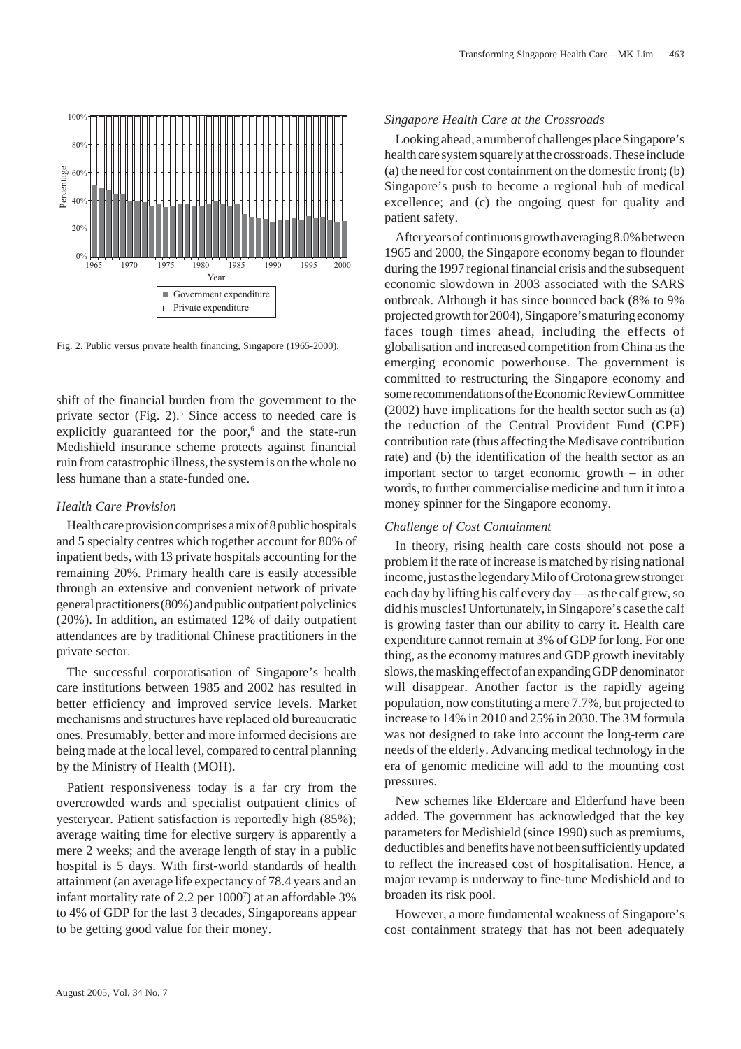Fig. 2. Public versus private health financing, Singapore (1965-2000).

shift of the financial burden from the government to the private sector (Fig. 2).[5] Since access to needed care is explicitly guaranteed for the poor,[6] and the state-run Medishield insurance scheme protects against financial ruin from catastrophic illness, the system is on the whole no less humane than a state-funded one.

### *Health Care Provision*

Health care provision comprises a mix of 8 public hospitals and 5 specialty centres which together account for 80% of inpatient beds, with 13 private hospitals accounting for the remaining 20%. Primary health care is easily accessible through an extensive and convenient network of private general practitioners (80%) and public outpatient polyclinics (20%). In addition, an estimated 12% of daily outpatient attendances are by traditional Chinese practitioners in the private sector.

The successful corporatisation of Singapore's health care institutions between 1985 and 2002 has resulted in better efficiency and improved service levels. Market mechanisms and structures have replaced old bureaucratic ones. Presumably, better and more informed decisions are being made at the local level, compared to central planning by the Ministry of Health (MOH).

Patient responsiveness today is a far cry from the overcrowded wards and specialist outpatient clinics of yesteryear. Patient satisfaction is reportedly high (85%); average waiting time for elective surgery is apparently a mere 2 weeks; and the average length of stay in a public hospital is 5 days. With first-world standards of health attainment (an average life expectancy of 78.4 years and an infant mortality rate of 2.2 per 1000[7]) at an affordable 3% to 4% of GDP for the last 3 decades, Singaporeans appear to be getting good value for their money.

### *Singapore Health Care at the Crossroads*

Looking ahead, a number of challenges place Singapore's health care system squarely at the crossroads. These include (a) the need for cost containment on the domestic front; (b) Singapore's push to become a regional hub of medical excellence; and (c) the ongoing quest for quality and patient safety.

After years of continuous growth averaging 8.0% between 1965 and 2000, the Singapore economy began to flounder during the 1997 regional financial crisis and the subsequent economic slowdown in 2003 associated with the SARS outbreak. Although it has since bounced back (8% to 9% projected growth for 2004), Singapore's maturing economy faces tough times ahead, including the effects of globalisation and increased competition from China as the emerging economic powerhouse. The government is committed to restructuring the Singapore economy and some recommendations of the Economic Review Committee (2002) have implications for the health sector such as (a) the reduction of the Central Provident Fund (CPF) contribution rate (thus affecting the Medisave contribution rate) and (b) the identification of the health sector as an important sector to target economic growth – in other words, to further commercialise medicine and turn it into a money spinner for the Singapore economy.

### *Challenge of Cost Containment*

In theory, rising health care costs should not pose a problem if the rate of increase is matched by rising national income, just as the legendary Milo of Crotona grew stronger each day by lifting his calf every day — as the calf grew, so did his muscles! Unfortunately, in Singapore's case the calf is growing faster than our ability to carry it. Health care expenditure cannot remain at 3% of GDP for long. For one thing, as the economy matures and GDP growth inevitably slows, the masking effect of an expanding GDP denominator will disappear. Another factor is the rapidly ageing population, now constituting a mere 7.7%, but projected to increase to 14% in 2010 and 25% in 2030. The 3M formula was not designed to take into account the long-term care needs of the elderly. Advancing medical technology in the era of genomic medicine will add to the mounting cost pressures.

New schemes like Eldercare and Elderfund have been added. The government has acknowledged that the key parameters for Medishield (since 1990) such as premiums, deductibles and benefits have not been sufficiently updated to reflect the increased cost of hospitalisation. Hence, a major revamp is underway to fine-tune Medishield and to broaden its risk pool.

However, a more fundamental weakness of Singapore's cost containment strategy that has not been adequately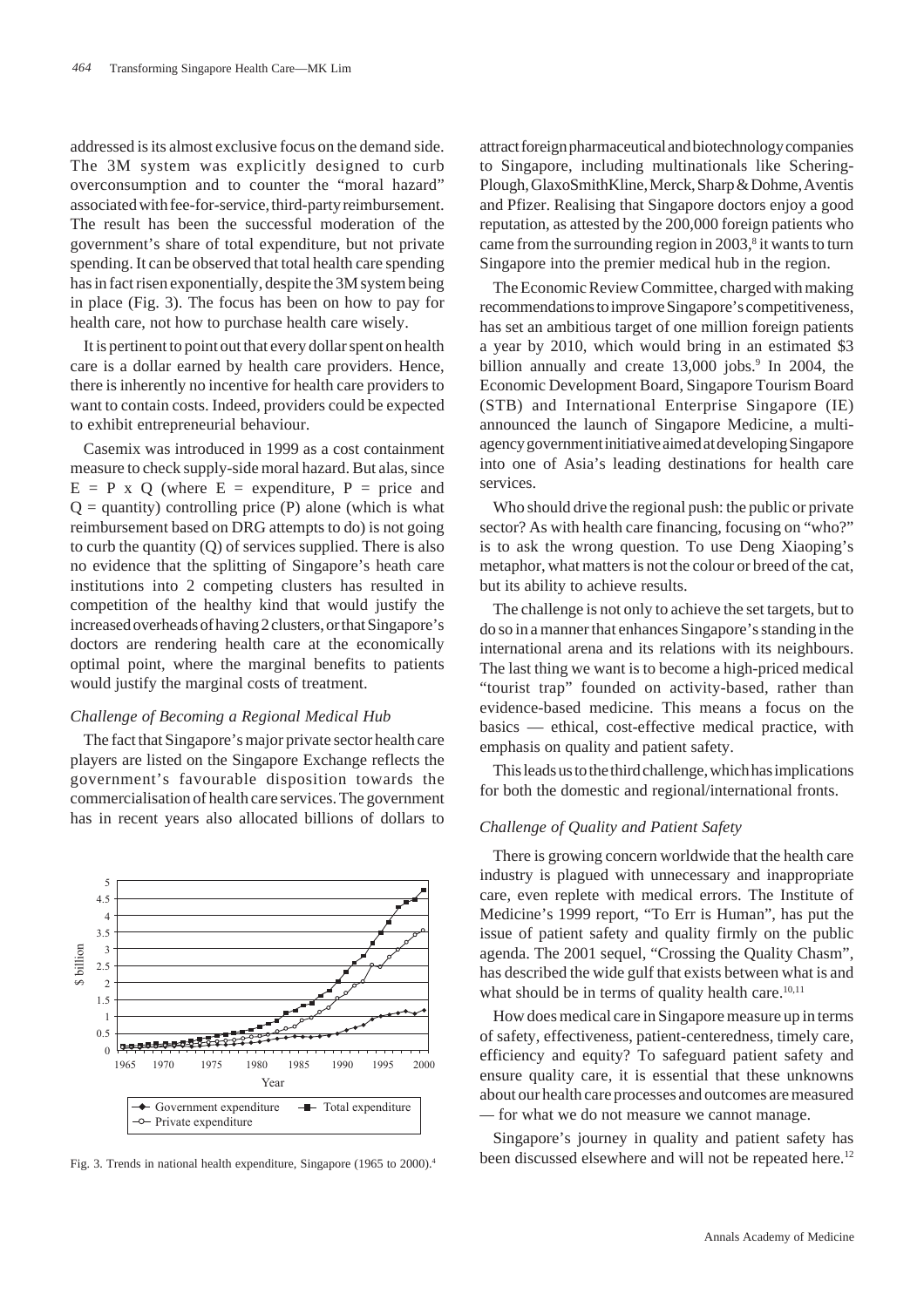addressed is its almost exclusive focus on the demand side. The 3M system was explicitly designed to curb overconsumption and to counter the "moral hazard" associated with fee-for-service, third-party reimbursement. The result has been the successful moderation of the government's share of total expenditure, but not private spending. It can be observed that total health care spending has in fact risen exponentially, despite the 3M system being in place (Fig. 3). The focus has been on how to pay for health care, not how to purchase health care wisely.

It is pertinent to point out that every dollar spent on health care is a dollar earned by health care providers. Hence, there is inherently no incentive for health care providers to want to contain costs. Indeed, providers could be expected to exhibit entrepreneurial behaviour.

Casemix was introduced in 1999 as a cost containment measure to check supply-side moral hazard. But alas, since $E = P \times Q$ (where $E$ = expenditure, $P$ = price and $Q$ = quantity) controlling price (P) alone (which is what reimbursement based on DRG attempts to do) is not going to curb the quantity (Q) of services supplied. There is also no evidence that the splitting of Singapore's heath care institutions into 2 competing clusters has resulted in competition of the healthy kind that would justify the increased overheads of having 2 clusters, or that Singapore's doctors are rendering health care at the economically optimal point, where the marginal benefits to patients would justify the marginal costs of treatment.

### *Challenge of Becoming a Regional Medical Hub*

The fact that Singapore's major private sector health care players are listed on the Singapore Exchange reflects the government's favourable disposition towards the commercialisation of health care services. The government has in recent years also allocated billions of dollars to attract foreign pharmaceutical and biotechnology companies to Singapore, including multinationals like Schering-Plough, GlaxoSmithKline, Merck, Sharp & Dohme, Aventis and Pfizer. Realising that Singapore doctors enjoy a good reputation, as attested by the 200,000 foreign patients who came from the surrounding region in 2003,[8] it wants to turn Singapore into the premier medical hub in the region.

Fig. 3. Trends in national health expenditure, Singapore (1965 to 2000).[4]

The Economic Review Committee, charged with making recommendations to improve Singapore's competitiveness, has set an ambitious target of one million foreign patients a year by 2010, which would bring in an estimated \$3 billion annually and create 13,000 jobs.[9] In 2004, the Economic Development Board, Singapore Tourism Board (STB) and International Enterprise Singapore (IE) announced the launch of Singapore Medicine, a multi-agency government initiative aimed at developing Singapore into one of Asia's leading destinations for health care services.

Who should drive the regional push: the public or private sector? As with health care financing, focusing on "who?" is to ask the wrong question. To use Deng Xiaoping's metaphor, what matters is not the colour or breed of the cat, but its ability to achieve results.

The challenge is not only to achieve the set targets, but to do so in a manner that enhances Singapore's standing in the international arena and its relations with its neighbours. The last thing we want is to become a high-priced medical "tourist trap" founded on activity-based, rather than evidence-based medicine. This means a focus on the basics — ethical, cost-effective medical practice, with emphasis on quality and patient safety.

This leads us to the third challenge, which has implications for both the domestic and regional/international fronts.

### *Challenge of Quality and Patient Safety*

There is growing concern worldwide that the health care industry is plagued with unnecessary and inappropriate care, even replete with medical errors. The Institute of Medicine's 1999 report, "To Err is Human", has put the issue of patient safety and quality firmly on the public agenda. The 2001 sequel, "Crossing the Quality Chasm", has described the wide gulf that exists between what is and what should be in terms of quality health care.[10,11]

How does medical care in Singapore measure up in terms of safety, effectiveness, patient-centeredness, timely care, efficiency and equity? To safeguard patient safety and ensure quality care, it is essential that these unknowns about our health care processes and outcomes are measured — for what we do not measure we cannot manage.

Singapore's journey in quality and patient safety has been discussed elsewhere and will not be repeated here.[12]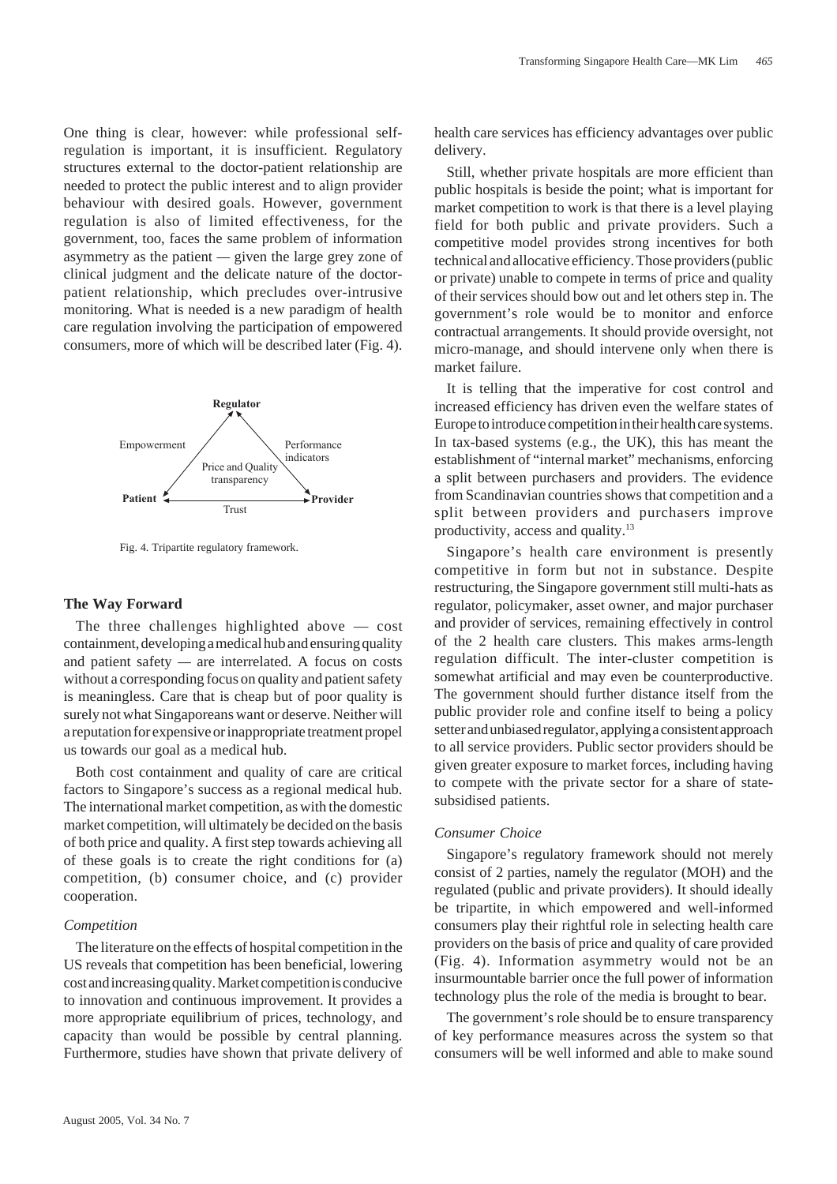One thing is clear, however: while professional self-regulation is important, it is insufficient. Regulatory structures external to the doctor-patient relationship are needed to protect the public interest and to align provider behaviour with desired goals. However, government regulation is also of limited effectiveness, for the government, too, faces the same problem of information asymmetry as the patient — given the large grey zone of clinical judgment and the delicate nature of the doctor-patient relationship, which precludes over-intrusive monitoring. What is needed is a new paradigm of health care regulation involving the participation of empowered consumers, more of which will be described later (Fig. 4).

Regulator

Empowerment — Performance indicators

Price and Quality transparency

Patient — Trust — Provider

Fig. 4. Tripartite regulatory framework.

### The Way Forward

The three challenges highlighted above — cost containment, developing a medical hub and ensuring quality and patient safety — are interrelated. A focus on costs without a corresponding focus on quality and patient safety is meaningless. Care that is cheap but of poor quality is surely not what Singaporeans want or deserve. Neither will a reputation for expensive or inappropriate treatment propel us towards our goal as a medical hub.

Both cost containment and quality of care are critical factors to Singapore's success as a regional medical hub. The international market competition, as with the domestic market competition, will ultimately be decided on the basis of both price and quality. A first step towards achieving all of these goals is to create the right conditions for (a) competition, (b) consumer choice, and (c) provider cooperation.

#### *Competition*

The literature on the effects of hospital competition in the US reveals that competition has been beneficial, lowering cost and increasing quality. Market competition is conducive to innovation and continuous improvement. It provides a more appropriate equilibrium of prices, technology, and capacity than would be possible by central planning. Furthermore, studies have shown that private delivery of health care services has efficiency advantages over public delivery.

Still, whether private hospitals are more efficient than public hospitals is beside the point; what is important for market competition to work is that there is a level playing field for both public and private providers. Such a competitive model provides strong incentives for both technical and allocative efficiency. Those providers (public or private) unable to compete in terms of price and quality of their services should bow out and let others step in. The government's role would be to monitor and enforce contractual arrangements. It should provide oversight, not micro-manage, and should intervene only when there is market failure.

It is telling that the imperative for cost control and increased efficiency has driven even the welfare states of Europe to introduce competition in their health care systems. In tax-based systems (e.g., the UK), this has meant the establishment of "internal market" mechanisms, enforcing a split between purchasers and providers. The evidence from Scandinavian countries shows that competition and a split between providers and purchasers improve productivity, access and quality.[13]

Singapore's health care environment is presently competitive in form but not in substance. Despite restructuring, the Singapore government still multi-hats as regulator, policymaker, asset owner, and major purchaser and provider of services, remaining effectively in control of the 2 health care clusters. This makes arms-length regulation difficult. The inter-cluster competition is somewhat artificial and may even be counterproductive. The government should further distance itself from the public provider role and confine itself to being a policy setter and unbiased regulator, applying a consistent approach to all service providers. Public sector providers should be given greater exposure to market forces, including having to compete with the private sector for a share of state-subsidised patients.

#### *Consumer Choice*

Singapore's regulatory framework should not merely consist of 2 parties, namely the regulator (MOH) and the regulated (public and private providers). It should ideally be tripartite, in which empowered and well-informed consumers play their rightful role in selecting health care providers on the basis of price and quality of care provided (Fig. 4). Information asymmetry would not be an insurmountable barrier once the full power of information technology plus the role of the media is brought to bear.

The government's role should be to ensure transparency of key performance measures across the system so that consumers will be well informed and able to make sound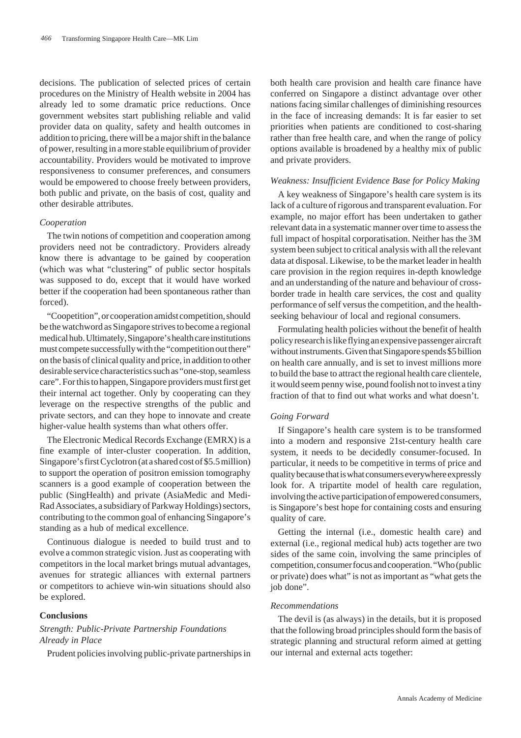decisions. The publication of selected prices of certain procedures on the Ministry of Health website in 2004 has already led to some dramatic price reductions. Once government websites start publishing reliable and valid provider data on quality, safety and health outcomes in addition to pricing, there will be a major shift in the balance of power, resulting in a more stable equilibrium of provider accountability. Providers would be motivated to improve responsiveness to consumer preferences, and consumers would be empowered to choose freely between providers, both public and private, on the basis of cost, quality and other desirable attributes.

### *Cooperation*

The twin notions of competition and cooperation among providers need not be contradictory. Providers already know there is advantage to be gained by cooperation (which was what "clustering" of public sector hospitals was supposed to do, except that it would have worked better if the cooperation had been spontaneous rather than forced).

"Coopetition", or cooperation amidst competition, should be the watchword as Singapore strives to become a regional medical hub. Ultimately, Singapore's health care institutions must compete successfully with the "competition out there" on the basis of clinical quality and price, in addition to other desirable service characteristics such as "one-stop, seamless care". For this to happen, Singapore providers must first get their internal act together. Only by cooperating can they leverage on the respective strengths of the public and private sectors, and can they hope to innovate and create higher-value health systems than what others offer.

The Electronic Medical Records Exchange (EMRX) is a fine example of inter-cluster cooperation. In addition, Singapore's first Cyclotron (at a shared cost of $5.5 million) to support the operation of positron emission tomography scanners is a good example of cooperation between the public (SingHealth) and private (AsiaMedic and Medi-Rad Associates, a subsidiary of Parkway Holdings) sectors, contributing to the common goal of enhancing Singapore's standing as a hub of medical excellence.

Continuous dialogue is needed to build trust and to evolve a common strategic vision. Just as cooperating with competitors in the local market brings mutual advantages, avenues for strategic alliances with external partners or competitors to achieve win-win situations should also be explored.

## Conclusions

### *Strength: Public-Private Partnership Foundations Already in Place*

Prudent policies involving public-private partnerships in both health care provision and health care finance have conferred on Singapore a distinct advantage over other nations facing similar challenges of diminishing resources in the face of increasing demands: It is far easier to set priorities when patients are conditioned to cost-sharing rather than free health care, and when the range of policy options available is broadened by a healthy mix of public and private providers.

### *Weakness: Insufficient Evidence Base for Policy Making*

A key weakness of Singapore's health care system is its lack of a culture of rigorous and transparent evaluation. For example, no major effort has been undertaken to gather relevant data in a systematic manner over time to assess the full impact of hospital corporatisation. Neither has the 3M system been subject to critical analysis with all the relevant data at disposal. Likewise, to be the market leader in health care provision in the region requires in-depth knowledge and an understanding of the nature and behaviour of cross-border trade in health care services, the cost and quality performance of self versus the competition, and the health-seeking behaviour of local and regional consumers.

Formulating health policies without the benefit of health policy research is like flying an expensive passenger aircraft without instruments. Given that Singapore spends $5 billion on health care annually, and is set to invest millions more to build the base to attract the regional health care clientele, it would seem penny wise, pound foolish not to invest a tiny fraction of that to find out what works and what doesn't.

### *Going Forward*

If Singapore's health care system is to be transformed into a modern and responsive 21st-century health care system, it needs to be decidedly consumer-focused. In particular, it needs to be competitive in terms of price and quality because that is what consumers everywhere expressly look for. A tripartite model of health care regulation, involving the active participation of empowered consumers, is Singapore's best hope for containing costs and ensuring quality of care.

Getting the internal (i.e., domestic health care) and external (i.e., regional medical hub) acts together are two sides of the same coin, involving the same principles of competition, consumer focus and cooperation. "Who (public or private) does what" is not as important as "what gets the job done".

### *Recommendations*

The devil is (as always) in the details, but it is proposed that the following broad principles should form the basis of strategic planning and structural reform aimed at getting our internal and external acts together: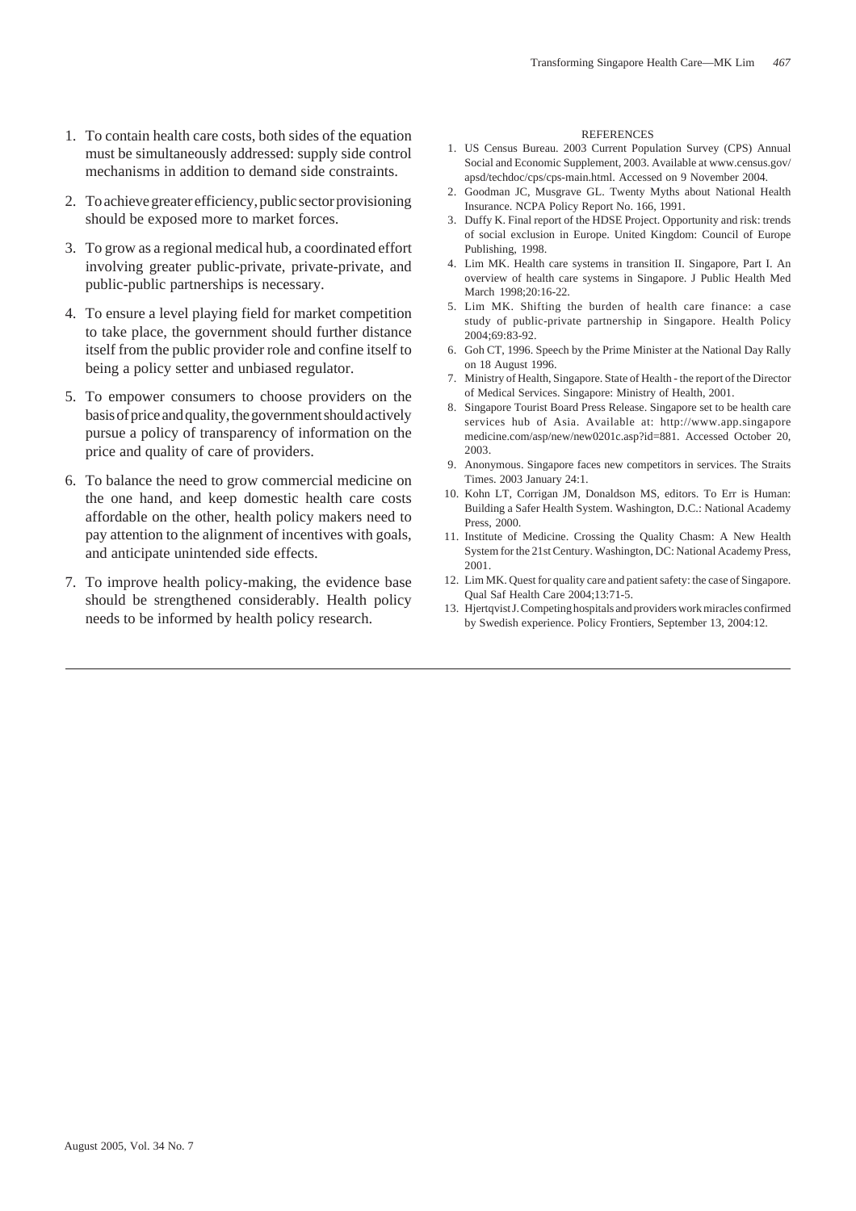1. To contain health care costs, both sides of the equation must be simultaneously addressed: supply side control mechanisms in addition to demand side constraints.

2. To achieve greater efficiency, public sector provisioning should be exposed more to market forces.

3. To grow as a regional medical hub, a coordinated effort involving greater public-private, private-private, and public-public partnerships is necessary.

4. To ensure a level playing field for market competition to take place, the government should further distance itself from the public provider role and confine itself to being a policy setter and unbiased regulator.

5. To empower consumers to choose providers on the basis of price and quality, the government should actively pursue a policy of transparency of information on the price and quality of care of providers.

6. To balance the need to grow commercial medicine on the one hand, and keep domestic health care costs affordable on the other, health policy makers need to pay attention to the alignment of incentives with goals, and anticipate unintended side effects.

7. To improve health policy-making, the evidence base should be strengthened considerably. Health policy needs to be informed by health policy research.

## REFERENCES

1. US Census Bureau. 2003 Current Population Survey (CPS) Annual Social and Economic Supplement, 2003. Available at www.census.gov/apsd/techdoc/cps/cps-main.html. Accessed on 9 November 2004.
2. Goodman JC, Musgrave GL. Twenty Myths about National Health Insurance. NCPA Policy Report No. 166, 1991.
3. Duffy K. Final report of the HDSE Project. Opportunity and risk: trends of social exclusion in Europe. United Kingdom: Council of Europe Publishing, 1998.
4. Lim MK. Health care systems in transition II. Singapore, Part I. An overview of health care systems in Singapore. J Public Health Med March 1998;20:16-22.
5. Lim MK. Shifting the burden of health care finance: a case study of public-private partnership in Singapore. Health Policy 2004;69:83-92.
6. Goh CT, 1996. Speech by the Prime Minister at the National Day Rally on 18 August 1996.
7. Ministry of Health, Singapore. State of Health - the report of the Director of Medical Services. Singapore: Ministry of Health, 2001.
8. Singapore Tourist Board Press Release. Singapore set to be health care services hub of Asia. Available at: http://www.app.singaporemedicine.com/asp/new/new0201c.asp?id=881. Accessed October 20, 2003.
9. Anonymous. Singapore faces new competitors in services. The Straits Times. 2003 January 24:1.
10. Kohn LT, Corrigan JM, Donaldson MS, editors. To Err is Human: Building a Safer Health System. Washington, D.C.: National Academy Press, 2000.
11. Institute of Medicine. Crossing the Quality Chasm: A New Health System for the 21st Century. Washington, DC: National Academy Press, 2001.
12. Lim MK. Quest for quality care and patient safety: the case of Singapore. Qual Saf Health Care 2004;13:71-5.
13. Hjertqvist J. Competing hospitals and providers work miracles confirmed by Swedish experience. Policy Frontiers, September 13, 2004:12.